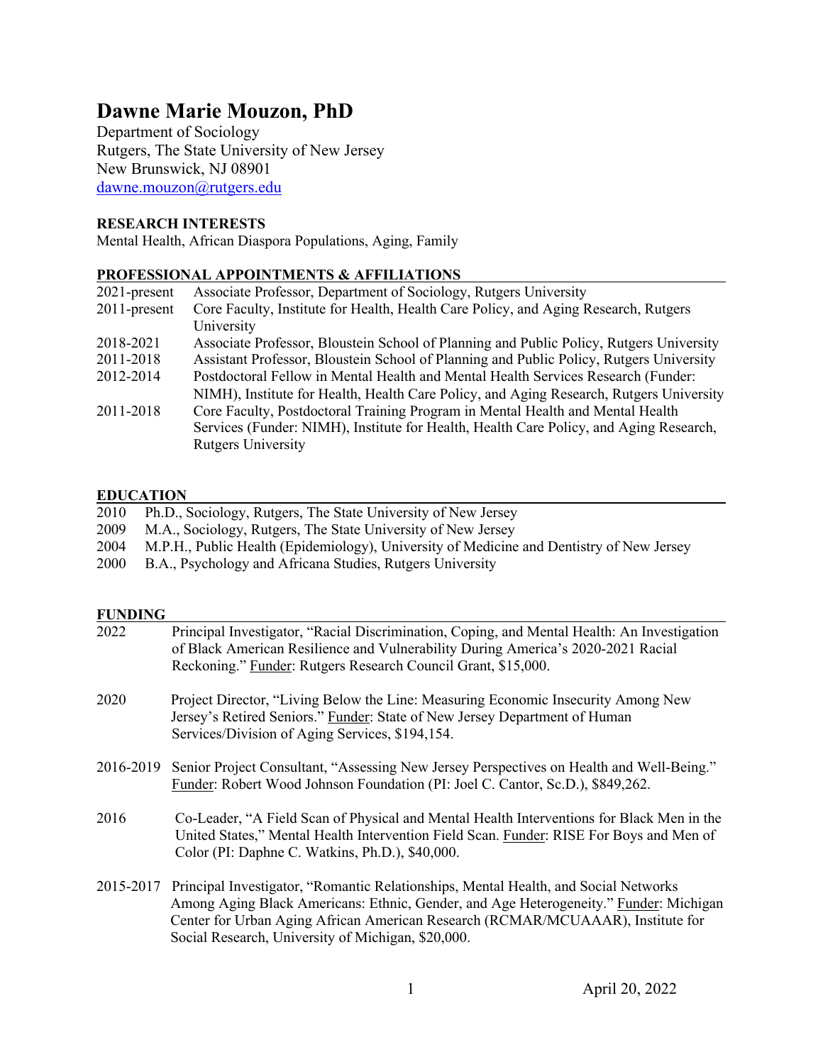# Dawne Marie Mouzon, PhD

Department of Sociology
Rutgers, The State University of New Jersey
New Brunswick, NJ 08901
dawne.mouzon@rutgers.edu

## RESEARCH INTERESTS

Mental Health, African Diaspora Populations, Aging, Family

## PROFESSIONAL APPOINTMENTS & AFFILIATIONS

| | |
|---|---|
| 2021-present | Associate Professor, Department of Sociology, Rutgers University |
| 2011-present | Core Faculty, Institute for Health, Health Care Policy, and Aging Research, Rutgers University |
| 2018-2021 | Associate Professor, Bloustein School of Planning and Public Policy, Rutgers University |
| 2011-2018 | Assistant Professor, Bloustein School of Planning and Public Policy, Rutgers University |
| 2012-2014 | Postdoctoral Fellow in Mental Health and Mental Health Services Research (Funder: NIMH), Institute for Health, Health Care Policy, and Aging Research, Rutgers University |
| 2011-2018 | Core Faculty, Postdoctoral Training Program in Mental Health and Mental Health Services (Funder: NIMH), Institute for Health, Health Care Policy, and Aging Research, Rutgers University |

## EDUCATION

| | |
|---|---|
| 2010 | Ph.D., Sociology, Rutgers, The State University of New Jersey |
| 2009 | M.A., Sociology, Rutgers, The State University of New Jersey |
| 2004 | M.P.H., Public Health (Epidemiology), University of Medicine and Dentistry of New Jersey |
| 2000 | B.A., Psychology and Africana Studies, Rutgers University |

## FUNDING

2022 Principal Investigator, "Racial Discrimination, Coping, and Mental Health: An Investigation of Black American Resilience and Vulnerability During America's 2020-2021 Racial Reckoning." Funder: Rutgers Research Council Grant, $15,000.

2020 Project Director, "Living Below the Line: Measuring Economic Insecurity Among New Jersey's Retired Seniors." Funder: State of New Jersey Department of Human Services/Division of Aging Services, $194,154.

2016-2019 Senior Project Consultant, "Assessing New Jersey Perspectives on Health and Well-Being." Funder: Robert Wood Johnson Foundation (PI: Joel C. Cantor, Sc.D.), $849,262.

2016 Co-Leader, "A Field Scan of Physical and Mental Health Interventions for Black Men in the United States," Mental Health Intervention Field Scan. Funder: RISE For Boys and Men of Color (PI: Daphne C. Watkins, Ph.D.), $40,000.

2015-2017 Principal Investigator, "Romantic Relationships, Mental Health, and Social Networks Among Aging Black Americans: Ethnic, Gender, and Age Heterogeneity." Funder: Michigan Center for Urban Aging African American Research (RCMAR/MCUAAAR), Institute for Social Research, University of Michigan, $20,000.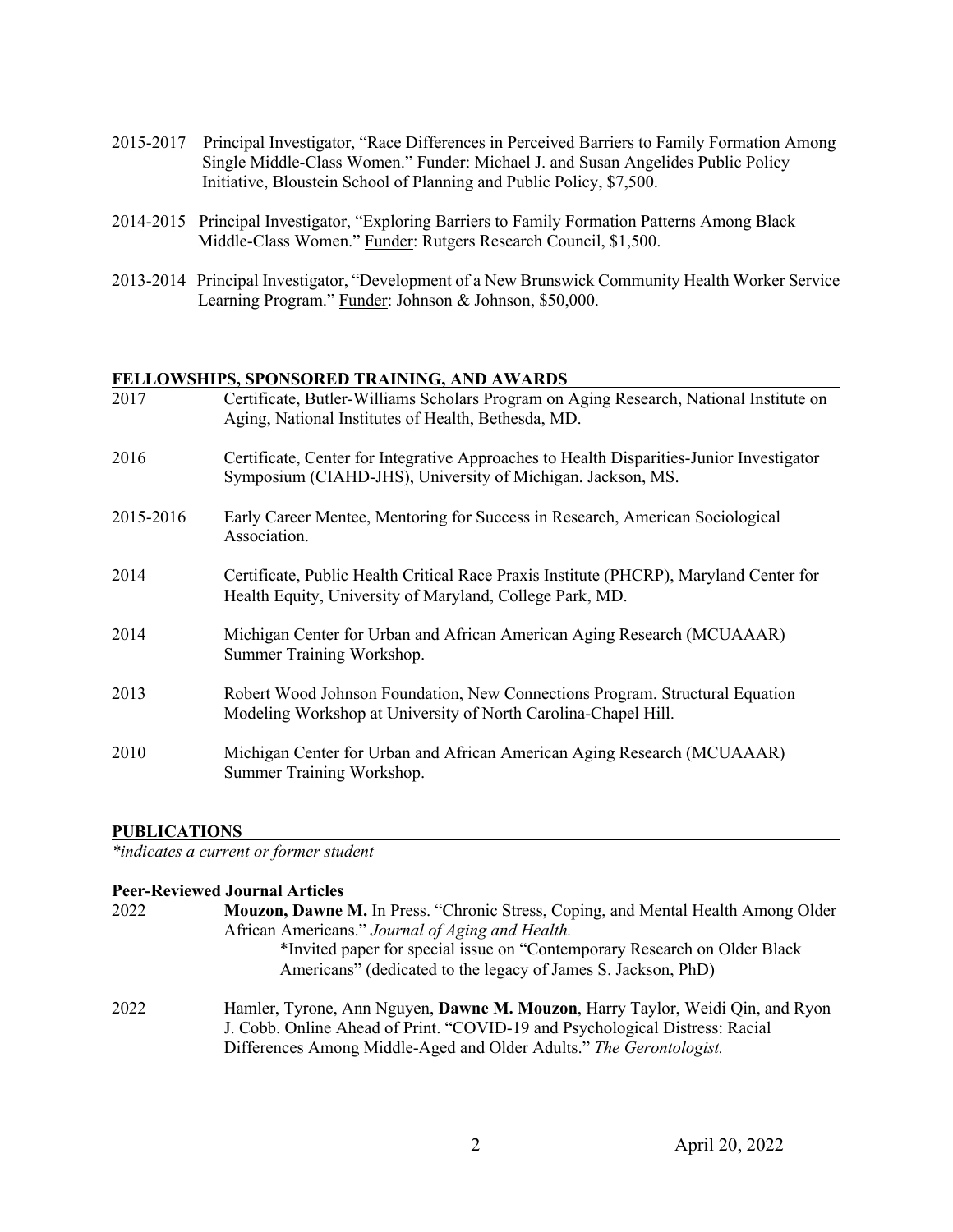2015-2017 Principal Investigator, "Race Differences in Perceived Barriers to Family Formation Among Single Middle-Class Women." Funder: Michael J. and Susan Angelides Public Policy Initiative, Bloustein School of Planning and Public Policy, $7,500.

2014-2015 Principal Investigator, "Exploring Barriers to Family Formation Patterns Among Black Middle-Class Women." Funder: Rutgers Research Council, $1,500.

2013-2014 Principal Investigator, "Development of a New Brunswick Community Health Worker Service Learning Program." Funder: Johnson & Johnson, $50,000.

## FELLOWSHIPS, SPONSORED TRAINING, AND AWARDS

2017 Certificate, Butler-Williams Scholars Program on Aging Research, National Institute on Aging, National Institutes of Health, Bethesda, MD.

2016 Certificate, Center for Integrative Approaches to Health Disparities-Junior Investigator Symposium (CIAHD-JHS), University of Michigan. Jackson, MS.

2015-2016 Early Career Mentee, Mentoring for Success in Research, American Sociological Association.

2014 Certificate, Public Health Critical Race Praxis Institute (PHCRP), Maryland Center for Health Equity, University of Maryland, College Park, MD.

2014 Michigan Center for Urban and African American Aging Research (MCUAAAR) Summer Training Workshop.

2013 Robert Wood Johnson Foundation, New Connections Program. Structural Equation Modeling Workshop at University of North Carolina-Chapel Hill.

2010 Michigan Center for Urban and African American Aging Research (MCUAAAR) Summer Training Workshop.

## PUBLICATIONS

*\*indicates a current or former student*

### Peer-Reviewed Journal Articles

2022 **Mouzon, Dawne M.** In Press. "Chronic Stress, Coping, and Mental Health Among Older African Americans." *Journal of Aging and Health.*
*Invited paper for special issue on "Contemporary Research on Older Black Americans" (dedicated to the legacy of James S. Jackson, PhD)

2022 Hamler, Tyrone, Ann Nguyen, **Dawne M. Mouzon**, Harry Taylor, Weidi Qin, and Ryon J. Cobb. Online Ahead of Print. "COVID-19 and Psychological Distress: Racial Differences Among Middle-Aged and Older Adults." *The Gerontologist.*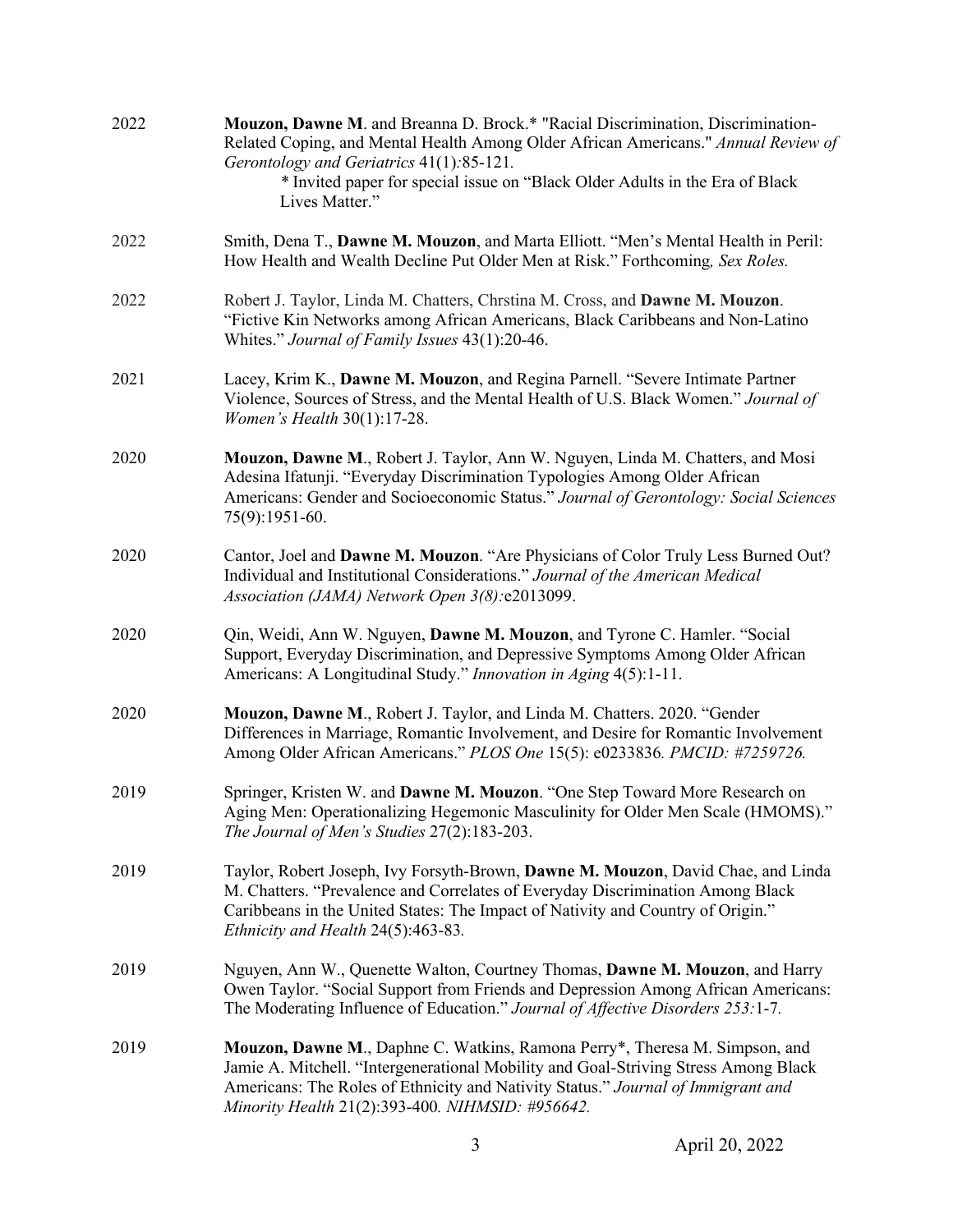2022 **Mouzon, Dawne M**. and Breanna D. Brock.* "Racial Discrimination, Discrimination-Related Coping, and Mental Health Among Older African Americans." *Annual Review of Gerontology and Geriatrics* 41(1)*:*85-121.
 * Invited paper for special issue on "Black Older Adults in the Era of Black Lives Matter."

2022 Smith, Dena T., **Dawne M. Mouzon**, and Marta Elliott. "Men's Mental Health in Peril: How Health and Wealth Decline Put Older Men at Risk." Forthcoming*, Sex Roles.*

2022 Robert J. Taylor, Linda M. Chatters, Chrstina M. Cross, and **Dawne M. Mouzon**. "Fictive Kin Networks among African Americans, Black Caribbeans and Non-Latino Whites." *Journal of Family Issues* 43(1):20-46.

2021 Lacey, Krim K., **Dawne M. Mouzon**, and Regina Parnell. "Severe Intimate Partner Violence, Sources of Stress, and the Mental Health of U.S. Black Women." *Journal of Women's Health* 30(1):17-28.

2020 **Mouzon, Dawne M**., Robert J. Taylor, Ann W. Nguyen, Linda M. Chatters, and Mosi Adesina Ifatunji. "Everyday Discrimination Typologies Among Older African Americans: Gender and Socioeconomic Status." *Journal of Gerontology: Social Sciences* 75(9):1951-60.

2020 Cantor, Joel and **Dawne M. Mouzon**. "Are Physicians of Color Truly Less Burned Out? Individual and Institutional Considerations." *Journal of the American Medical Association (JAMA) Network Open 3(8):*e2013099.

2020 Qin, Weidi, Ann W. Nguyen, **Dawne M. Mouzon**, and Tyrone C. Hamler. "Social Support, Everyday Discrimination, and Depressive Symptoms Among Older African Americans: A Longitudinal Study." *Innovation in Aging* 4(5):1-11.

2020 **Mouzon, Dawne M**., Robert J. Taylor, and Linda M. Chatters. 2020. "Gender Differences in Marriage, Romantic Involvement, and Desire for Romantic Involvement Among Older African Americans." *PLOS One* 15(5): e0233836*. PMCID: #7259726.*

2019 Springer, Kristen W. and **Dawne M. Mouzon**. "One Step Toward More Research on Aging Men: Operationalizing Hegemonic Masculinity for Older Men Scale (HMOMS)." *The Journal of Men's Studies* 27(2):183-203.

2019 Taylor, Robert Joseph, Ivy Forsyth-Brown, **Dawne M. Mouzon**, David Chae, and Linda M. Chatters. "Prevalence and Correlates of Everyday Discrimination Among Black Caribbeans in the United States: The Impact of Nativity and Country of Origin." *Ethnicity and Health* 24(5):463-83*.*

2019 Nguyen, Ann W., Quenette Walton, Courtney Thomas, **Dawne M. Mouzon**, and Harry Owen Taylor. "Social Support from Friends and Depression Among African Americans: The Moderating Influence of Education." *Journal of Affective Disorders 253:*1-7*.*

2019 **Mouzon, Dawne M**., Daphne C. Watkins, Ramona Perry*, Theresa M. Simpson, and Jamie A. Mitchell. "Intergenerational Mobility and Goal-Striving Stress Among Black Americans: The Roles of Ethnicity and Nativity Status." *Journal of Immigrant and Minority Health* 21(2):393-400*. NIHMSID: #956642.*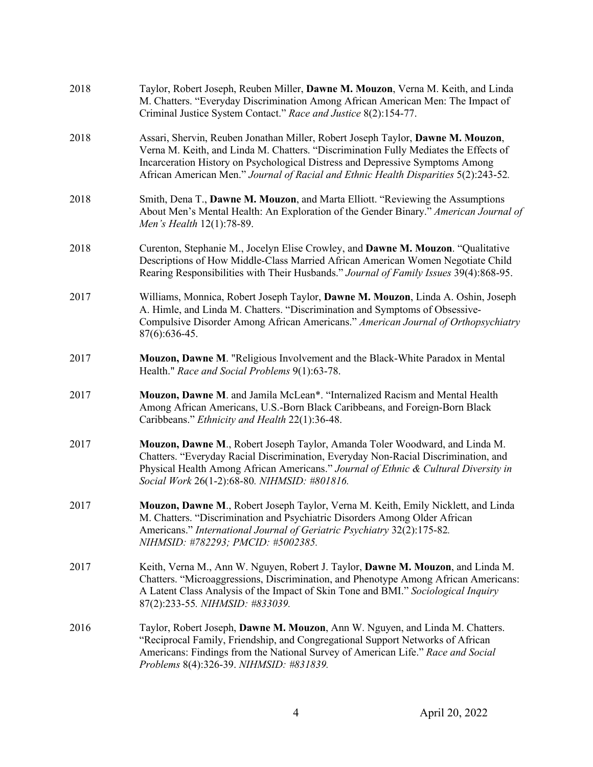2018 Taylor, Robert Joseph, Reuben Miller, **Dawne M. Mouzon**, Verna M. Keith, and Linda M. Chatters. "Everyday Discrimination Among African American Men: The Impact of Criminal Justice System Contact." *Race and Justice* 8(2):154-77.

2018 Assari, Shervin, Reuben Jonathan Miller, Robert Joseph Taylor, **Dawne M. Mouzon**, Verna M. Keith, and Linda M. Chatters. "Discrimination Fully Mediates the Effects of Incarceration History on Psychological Distress and Depressive Symptoms Among African American Men." *Journal of Racial and Ethnic Health Disparities* 5(2):243-52.

2018 Smith, Dena T., **Dawne M. Mouzon**, and Marta Elliott. "Reviewing the Assumptions About Men's Mental Health: An Exploration of the Gender Binary." *American Journal of Men's Health* 12(1):78-89.

2018 Curenton, Stephanie M., Jocelyn Elise Crowley, and **Dawne M. Mouzon**. "Qualitative Descriptions of How Middle-Class Married African American Women Negotiate Child Rearing Responsibilities with Their Husbands." *Journal of Family Issues* 39(4):868-95.

2017 Williams, Monnica, Robert Joseph Taylor, **Dawne M. Mouzon**, Linda A. Oshin, Joseph A. Himle, and Linda M. Chatters. "Discrimination and Symptoms of Obsessive-Compulsive Disorder Among African Americans." *American Journal of Orthopsychiatry* 87(6):636-45.

2017 **Mouzon, Dawne M**. "Religious Involvement and the Black-White Paradox in Mental Health." *Race and Social Problems* 9(1):63-78.

2017 **Mouzon, Dawne M**. and Jamila McLean*. "Internalized Racism and Mental Health Among African Americans, U.S.-Born Black Caribbeans, and Foreign-Born Black Caribbeans." *Ethnicity and Health* 22(1):36-48.

2017 **Mouzon, Dawne M**., Robert Joseph Taylor, Amanda Toler Woodward, and Linda M. Chatters. "Everyday Racial Discrimination, Everyday Non-Racial Discrimination, and Physical Health Among African Americans." *Journal of Ethnic & Cultural Diversity in Social Work* 26(1-2):68-80. *NIHMSID: #801816.*

2017 **Mouzon, Dawne M**., Robert Joseph Taylor, Verna M. Keith, Emily Nicklett, and Linda M. Chatters. "Discrimination and Psychiatric Disorders Among Older African Americans." *International Journal of Geriatric Psychiatry* 32(2):175-82. *NIHMSID: #782293; PMCID: #5002385.*

2017 Keith, Verna M., Ann W. Nguyen, Robert J. Taylor, **Dawne M. Mouzon**, and Linda M. Chatters. "Microaggressions, Discrimination, and Phenotype Among African Americans: A Latent Class Analysis of the Impact of Skin Tone and BMI." *Sociological Inquiry* 87(2):233-55. *NIHMSID: #833039.*

2016 Taylor, Robert Joseph, **Dawne M. Mouzon**, Ann W. Nguyen, and Linda M. Chatters. "Reciprocal Family, Friendship, and Congregational Support Networks of African Americans: Findings from the National Survey of American Life." *Race and Social Problems* 8(4):326-39. *NIHMSID: #831839.*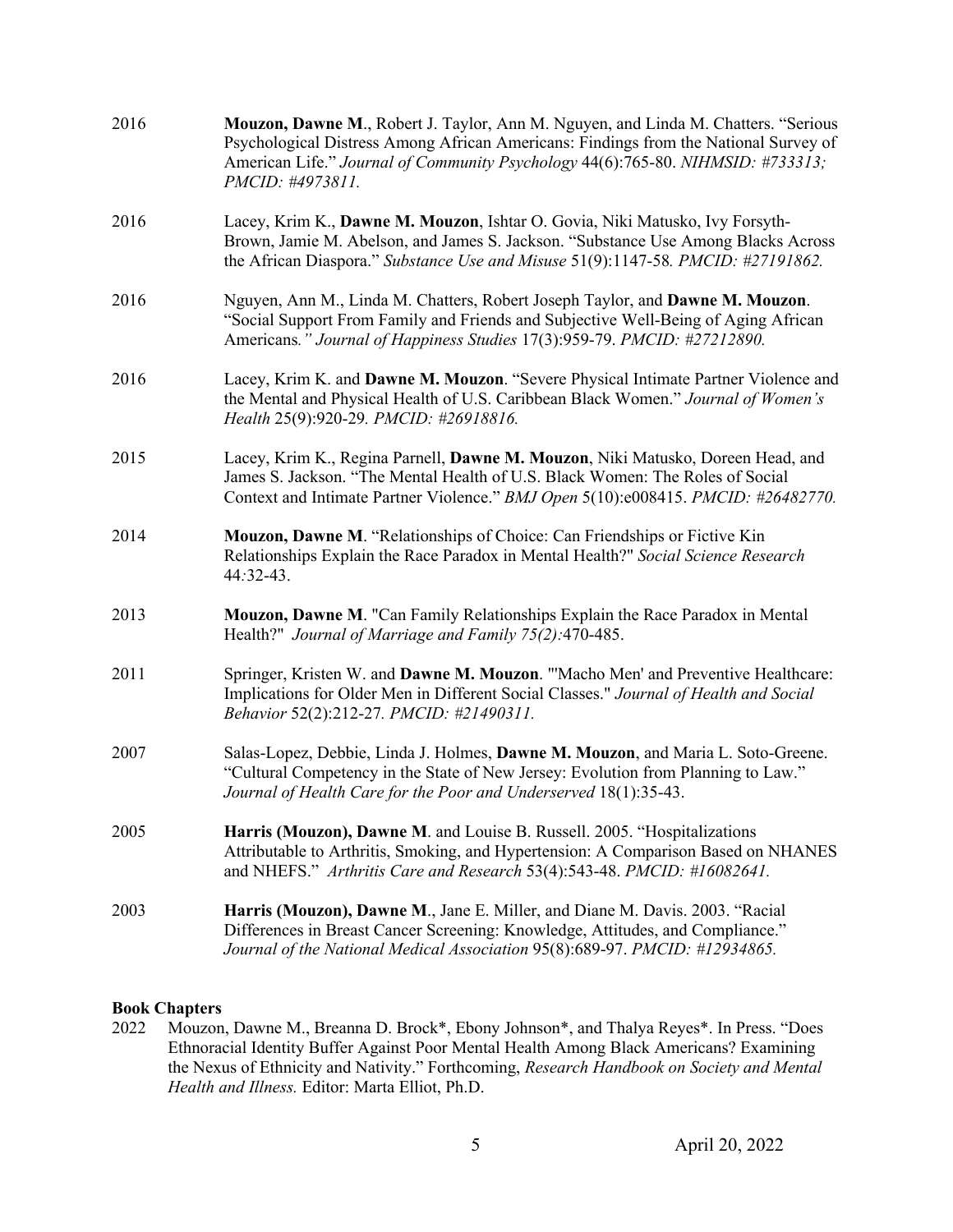2016 **Mouzon, Dawne M**., Robert J. Taylor, Ann M. Nguyen, and Linda M. Chatters. "Serious Psychological Distress Among African Americans: Findings from the National Survey of American Life." *Journal of Community Psychology* 44(6):765-80. *NIHMSID: #733313; PMCID: #4973811.*

2016 Lacey, Krim K., **Dawne M. Mouzon**, Ishtar O. Govia, Niki Matusko, Ivy Forsyth-Brown, Jamie M. Abelson, and James S. Jackson. "Substance Use Among Blacks Across the African Diaspora." *Substance Use and Misuse* 51(9):1147-58*. PMCID: #27191862.*

2016 Nguyen, Ann M., Linda M. Chatters, Robert Joseph Taylor, and **Dawne M. Mouzon**. "Social Support From Family and Friends and Subjective Well-Being of Aging African Americans*." Journal of Happiness Studies* 17(3):959-79. *PMCID: #27212890.*

2016 Lacey, Krim K. and **Dawne M. Mouzon**. "Severe Physical Intimate Partner Violence and the Mental and Physical Health of U.S. Caribbean Black Women." *Journal of Women's Health* 25(9):920-29*. PMCID: #26918816.*

2015 Lacey, Krim K., Regina Parnell, **Dawne M. Mouzon**, Niki Matusko, Doreen Head, and James S. Jackson. "The Mental Health of U.S. Black Women: The Roles of Social Context and Intimate Partner Violence." *BMJ Open* 5(10):e008415. *PMCID: #26482770.*

2014 **Mouzon, Dawne M**. "Relationships of Choice: Can Friendships or Fictive Kin Relationships Explain the Race Paradox in Mental Health?" *Social Science Research* 44*:*32-43.

2013 **Mouzon, Dawne M**. "Can Family Relationships Explain the Race Paradox in Mental Health?" *Journal of Marriage and Family 75(2):*470-485.

2011 Springer, Kristen W. and **Dawne M. Mouzon**. "'Macho Men' and Preventive Healthcare: Implications for Older Men in Different Social Classes." *Journal of Health and Social Behavior* 52(2):212-27*. PMCID: #21490311.*

2007 Salas-Lopez, Debbie, Linda J. Holmes, **Dawne M. Mouzon**, and Maria L. Soto-Greene. "Cultural Competency in the State of New Jersey: Evolution from Planning to Law." *Journal of Health Care for the Poor and Underserved* 18(1):35-43.

2005 **Harris (Mouzon), Dawne M**. and Louise B. Russell. 2005. "Hospitalizations Attributable to Arthritis, Smoking, and Hypertension: A Comparison Based on NHANES and NHEFS." *Arthritis Care and Research* 53(4):543-48. *PMCID: #16082641.*

2003 **Harris (Mouzon), Dawne M**., Jane E. Miller, and Diane M. Davis. 2003. "Racial Differences in Breast Cancer Screening: Knowledge, Attitudes, and Compliance." *Journal of the National Medical Association* 95(8):689-97. *PMCID: #12934865.*

**Book Chapters**

2022 Mouzon, Dawne M., Breanna D. Brock*, Ebony Johnson*, and Thalya Reyes*. In Press. "Does Ethnoracial Identity Buffer Against Poor Mental Health Among Black Americans? Examining the Nexus of Ethnicity and Nativity." Forthcoming, *Research Handbook on Society and Mental Health and Illness.* Editor: Marta Elliot, Ph.D.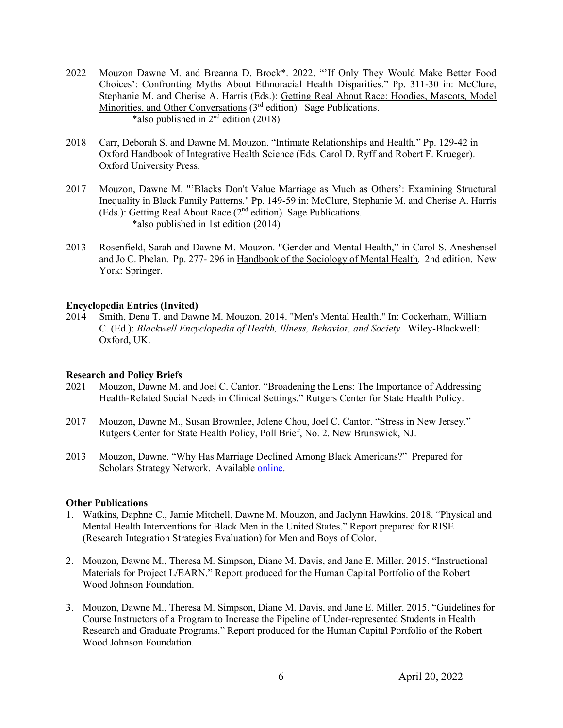2022 Mouzon Dawne M. and Breanna D. Brock*. 2022. "'If Only They Would Make Better Food Choices': Confronting Myths About Ethnoracial Health Disparities." Pp. 311-30 in: McClure, Stephanie M. and Cherise A. Harris (Eds.): Getting Real About Race: Hoodies, Mascots, Model Minorities, and Other Conversations (3rd edition). Sage Publications.
*also published in 2nd edition (2018)

2018 Carr, Deborah S. and Dawne M. Mouzon. "Intimate Relationships and Health." Pp. 129-42 in Oxford Handbook of Integrative Health Science (Eds. Carol D. Ryff and Robert F. Krueger). Oxford University Press.

2017 Mouzon, Dawne M. "'Blacks Don't Value Marriage as Much as Others': Examining Structural Inequality in Black Family Patterns." Pp. 149-59 in: McClure, Stephanie M. and Cherise A. Harris (Eds.): Getting Real About Race (2nd edition). Sage Publications.
*also published in 1st edition (2014)

2013 Rosenfield, Sarah and Dawne M. Mouzon. "Gender and Mental Health," in Carol S. Aneshensel and Jo C. Phelan. Pp. 277- 296 in Handbook of the Sociology of Mental Health. 2nd edition. New York: Springer.

**Encyclopedia Entries (Invited)**

2014 Smith, Dena T. and Dawne M. Mouzon. 2014. "Men's Mental Health." In: Cockerham, William C. (Ed.): *Blackwell Encyclopedia of Health, Illness, Behavior, and Society.* Wiley-Blackwell: Oxford, UK.

**Research and Policy Briefs**

2021 Mouzon, Dawne M. and Joel C. Cantor. "Broadening the Lens: The Importance of Addressing Health-Related Social Needs in Clinical Settings." Rutgers Center for State Health Policy.

2017 Mouzon, Dawne M., Susan Brownlee, Jolene Chou, Joel C. Cantor. "Stress in New Jersey." Rutgers Center for State Health Policy, Poll Brief, No. 2. New Brunswick, NJ.

2013 Mouzon, Dawne. "Why Has Marriage Declined Among Black Americans?" Prepared for Scholars Strategy Network. Available online.

**Other Publications**

1. Watkins, Daphne C., Jamie Mitchell, Dawne M. Mouzon, and Jaclynn Hawkins. 2018. "Physical and Mental Health Interventions for Black Men in the United States." Report prepared for RISE (Research Integration Strategies Evaluation) for Men and Boys of Color.

2. Mouzon, Dawne M., Theresa M. Simpson, Diane M. Davis, and Jane E. Miller. 2015. "Instructional Materials for Project L/EARN." Report produced for the Human Capital Portfolio of the Robert Wood Johnson Foundation.

3. Mouzon, Dawne M., Theresa M. Simpson, Diane M. Davis, and Jane E. Miller. 2015. "Guidelines for Course Instructors of a Program to Increase the Pipeline of Under-represented Students in Health Research and Graduate Programs." Report produced for the Human Capital Portfolio of the Robert Wood Johnson Foundation.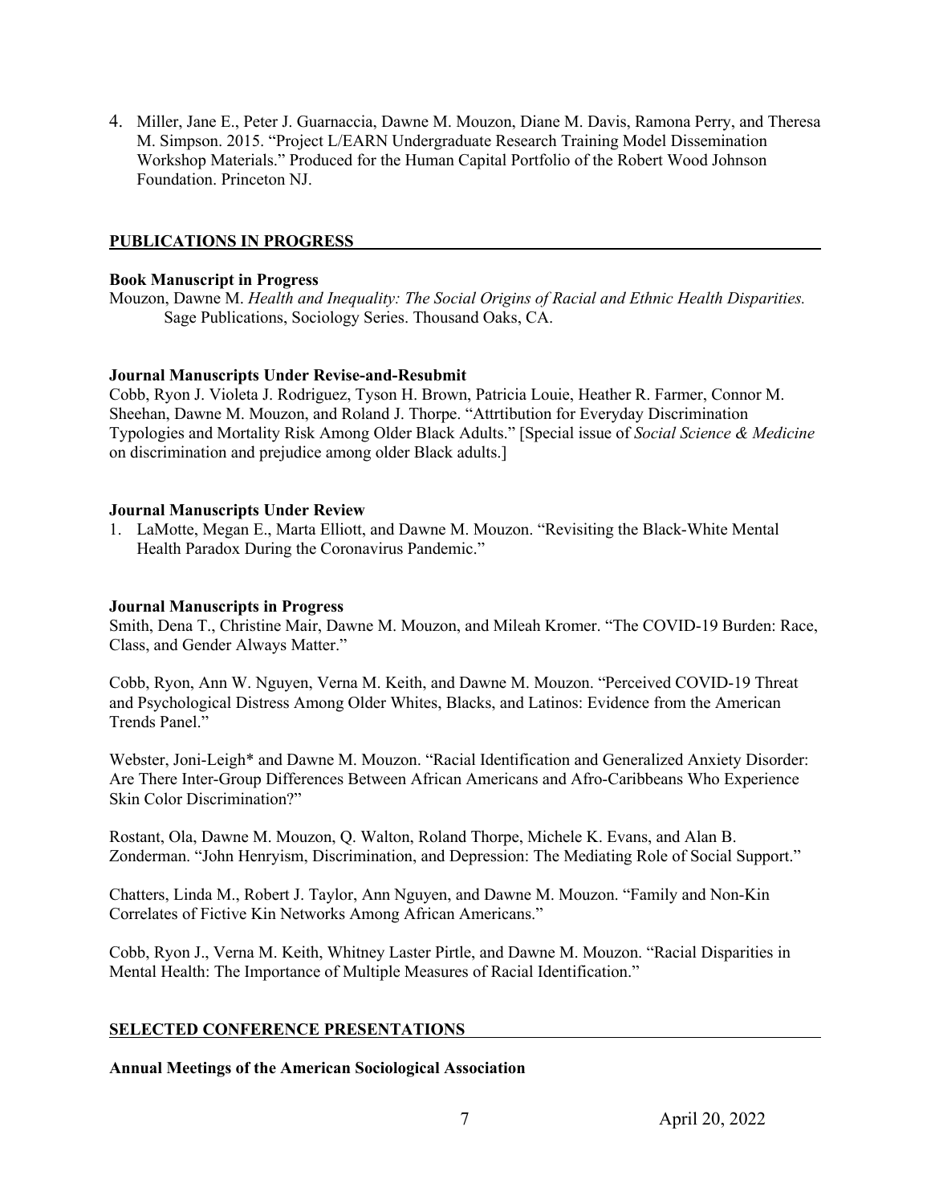4. Miller, Jane E., Peter J. Guarnaccia, Dawne M. Mouzon, Diane M. Davis, Ramona Perry, and Theresa M. Simpson. 2015. "Project L/EARN Undergraduate Research Training Model Dissemination Workshop Materials." Produced for the Human Capital Portfolio of the Robert Wood Johnson Foundation. Princeton NJ.

## PUBLICATIONS IN PROGRESS

**Book Manuscript in Progress**

Mouzon, Dawne M. *Health and Inequality: The Social Origins of Racial and Ethnic Health Disparities.* Sage Publications, Sociology Series. Thousand Oaks, CA.

**Journal Manuscripts Under Revise-and-Resubmit**

Cobb, Ryon J. Violeta J. Rodriguez, Tyson H. Brown, Patricia Louie, Heather R. Farmer, Connor M. Sheehan, Dawne M. Mouzon, and Roland J. Thorpe. "Attrtibution for Everyday Discrimination Typologies and Mortality Risk Among Older Black Adults." [Special issue of *Social Science & Medicine* on discrimination and prejudice among older Black adults.]

**Journal Manuscripts Under Review**

1. LaMotte, Megan E., Marta Elliott, and Dawne M. Mouzon. "Revisiting the Black-White Mental Health Paradox During the Coronavirus Pandemic."

**Journal Manuscripts in Progress**

Smith, Dena T., Christine Mair, Dawne M. Mouzon, and Mileah Kromer. "The COVID-19 Burden: Race, Class, and Gender Always Matter."

Cobb, Ryon, Ann W. Nguyen, Verna M. Keith, and Dawne M. Mouzon. "Perceived COVID-19 Threat and Psychological Distress Among Older Whites, Blacks, and Latinos: Evidence from the American Trends Panel."

Webster, Joni-Leigh* and Dawne M. Mouzon. "Racial Identification and Generalized Anxiety Disorder: Are There Inter-Group Differences Between African Americans and Afro-Caribbeans Who Experience Skin Color Discrimination?"

Rostant, Ola, Dawne M. Mouzon, Q. Walton, Roland Thorpe, Michele K. Evans, and Alan B. Zonderman. "John Henryism, Discrimination, and Depression: The Mediating Role of Social Support."

Chatters, Linda M., Robert J. Taylor, Ann Nguyen, and Dawne M. Mouzon. "Family and Non-Kin Correlates of Fictive Kin Networks Among African Americans."

Cobb, Ryon J., Verna M. Keith, Whitney Laster Pirtle, and Dawne M. Mouzon. "Racial Disparities in Mental Health: The Importance of Multiple Measures of Racial Identification."

## SELECTED CONFERENCE PRESENTATIONS

**Annual Meetings of the American Sociological Association**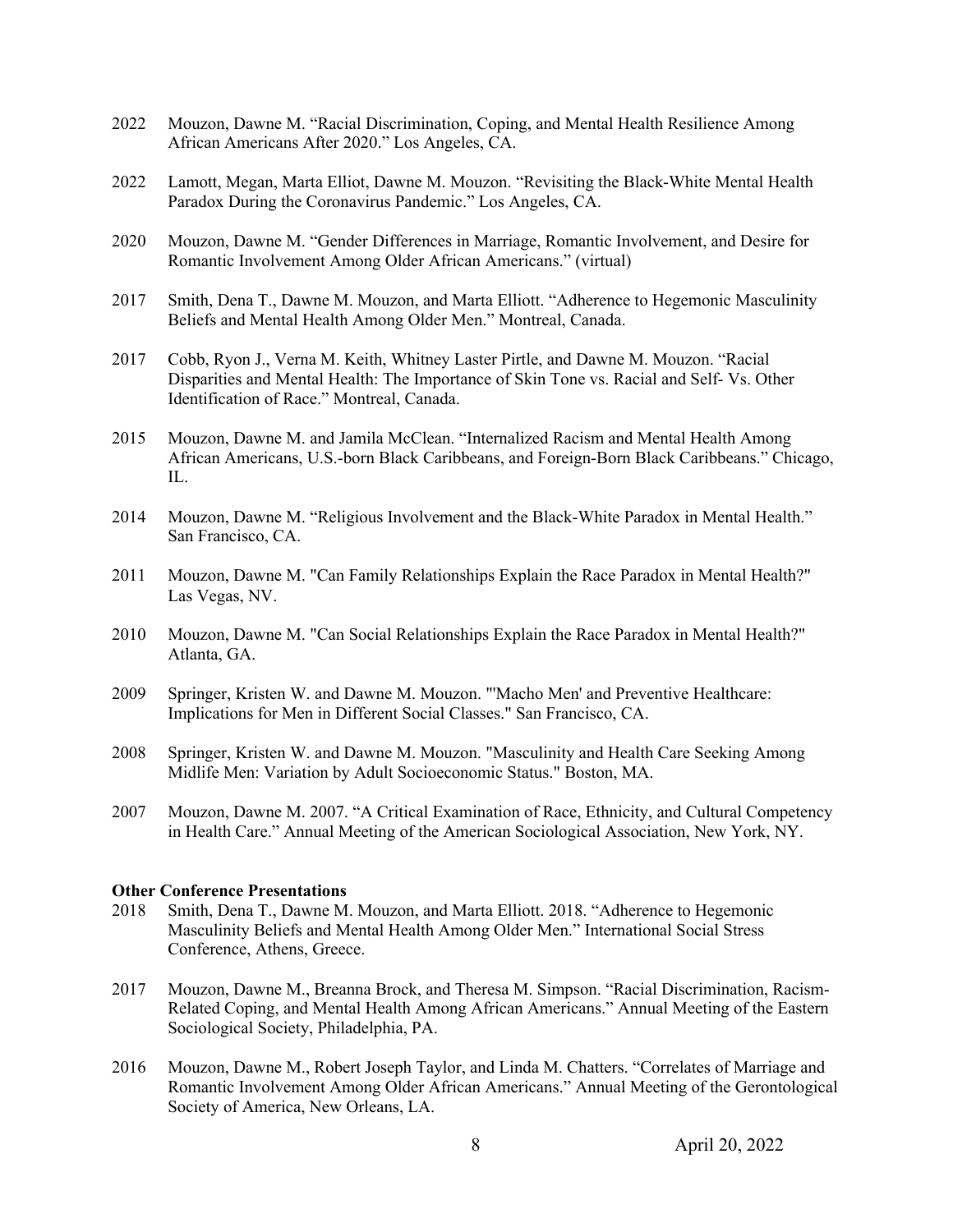2022 Mouzon, Dawne M. "Racial Discrimination, Coping, and Mental Health Resilience Among African Americans After 2020." Los Angeles, CA.

2022 Lamott, Megan, Marta Elliot, Dawne M. Mouzon. "Revisiting the Black-White Mental Health Paradox During the Coronavirus Pandemic." Los Angeles, CA.

2020 Mouzon, Dawne M. "Gender Differences in Marriage, Romantic Involvement, and Desire for Romantic Involvement Among Older African Americans." (virtual)

2017 Smith, Dena T., Dawne M. Mouzon, and Marta Elliott. "Adherence to Hegemonic Masculinity Beliefs and Mental Health Among Older Men." Montreal, Canada.

2017 Cobb, Ryon J., Verna M. Keith, Whitney Laster Pirtle, and Dawne M. Mouzon. "Racial Disparities and Mental Health: The Importance of Skin Tone vs. Racial and Self- Vs. Other Identification of Race." Montreal, Canada.

2015 Mouzon, Dawne M. and Jamila McClean. "Internalized Racism and Mental Health Among African Americans, U.S.-born Black Caribbeans, and Foreign-Born Black Caribbeans." Chicago, IL.

2014 Mouzon, Dawne M. "Religious Involvement and the Black-White Paradox in Mental Health." San Francisco, CA.

2011 Mouzon, Dawne M. "Can Family Relationships Explain the Race Paradox in Mental Health?" Las Vegas, NV.

2010 Mouzon, Dawne M. "Can Social Relationships Explain the Race Paradox in Mental Health?" Atlanta, GA.

2009 Springer, Kristen W. and Dawne M. Mouzon. "'Macho Men' and Preventive Healthcare: Implications for Men in Different Social Classes." San Francisco, CA.

2008 Springer, Kristen W. and Dawne M. Mouzon. "Masculinity and Health Care Seeking Among Midlife Men: Variation by Adult Socioeconomic Status." Boston, MA.

2007 Mouzon, Dawne M. 2007. "A Critical Examination of Race, Ethnicity, and Cultural Competency in Health Care." Annual Meeting of the American Sociological Association, New York, NY.

**Other Conference Presentations**

2018 Smith, Dena T., Dawne M. Mouzon, and Marta Elliott. 2018. "Adherence to Hegemonic Masculinity Beliefs and Mental Health Among Older Men." International Social Stress Conference, Athens, Greece.

2017 Mouzon, Dawne M., Breanna Brock, and Theresa M. Simpson. "Racial Discrimination, Racism-Related Coping, and Mental Health Among African Americans." Annual Meeting of the Eastern Sociological Society, Philadelphia, PA.

2016 Mouzon, Dawne M., Robert Joseph Taylor, and Linda M. Chatters. "Correlates of Marriage and Romantic Involvement Among Older African Americans." Annual Meeting of the Gerontological Society of America, New Orleans, LA.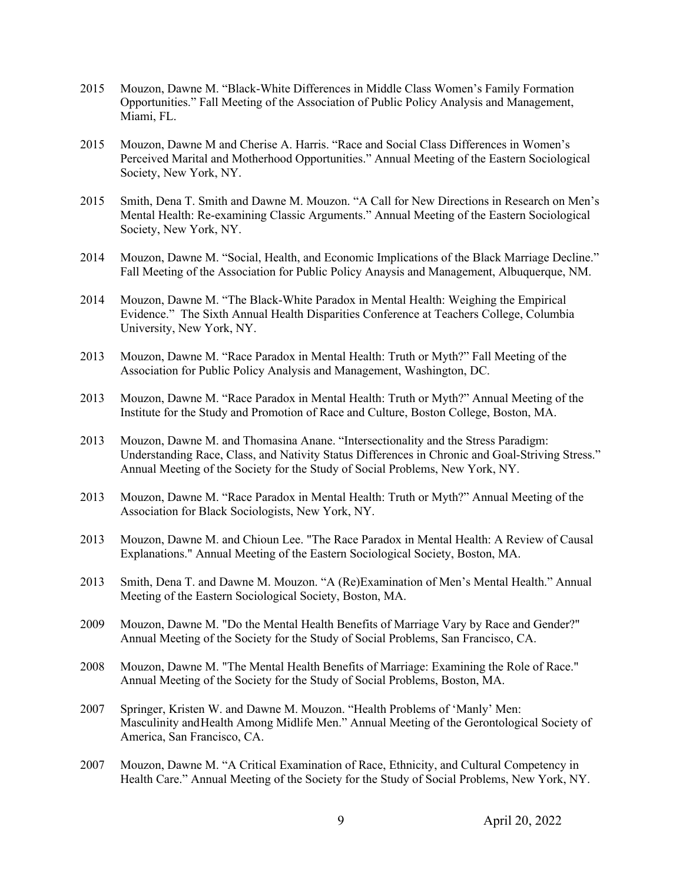2015 Mouzon, Dawne M. “Black-White Differences in Middle Class Women’s Family Formation Opportunities.” Fall Meeting of the Association of Public Policy Analysis and Management, Miami, FL.

2015 Mouzon, Dawne M and Cherise A. Harris. “Race and Social Class Differences in Women’s Perceived Marital and Motherhood Opportunities.” Annual Meeting of the Eastern Sociological Society, New York, NY.

2015 Smith, Dena T. Smith and Dawne M. Mouzon. “A Call for New Directions in Research on Men’s Mental Health: Re-examining Classic Arguments.” Annual Meeting of the Eastern Sociological Society, New York, NY.

2014 Mouzon, Dawne M. “Social, Health, and Economic Implications of the Black Marriage Decline.” Fall Meeting of the Association for Public Policy Anaysis and Management, Albuquerque, NM.

2014 Mouzon, Dawne M. “The Black-White Paradox in Mental Health: Weighing the Empirical Evidence.” The Sixth Annual Health Disparities Conference at Teachers College, Columbia University, New York, NY.

2013 Mouzon, Dawne M. “Race Paradox in Mental Health: Truth or Myth?” Fall Meeting of the Association for Public Policy Analysis and Management, Washington, DC.

2013 Mouzon, Dawne M. “Race Paradox in Mental Health: Truth or Myth?” Annual Meeting of the Institute for the Study and Promotion of Race and Culture, Boston College, Boston, MA.

2013 Mouzon, Dawne M. and Thomasina Anane. “Intersectionality and the Stress Paradigm: Understanding Race, Class, and Nativity Status Differences in Chronic and Goal-Striving Stress.” Annual Meeting of the Society for the Study of Social Problems, New York, NY.

2013 Mouzon, Dawne M. “Race Paradox in Mental Health: Truth or Myth?” Annual Meeting of the Association for Black Sociologists, New York, NY.

2013 Mouzon, Dawne M. and Chioun Lee. "The Race Paradox in Mental Health: A Review of Causal Explanations." Annual Meeting of the Eastern Sociological Society, Boston, MA.

2013 Smith, Dena T. and Dawne M. Mouzon. “A (Re)Examination of Men’s Mental Health.” Annual Meeting of the Eastern Sociological Society, Boston, MA.

2009 Mouzon, Dawne M. "Do the Mental Health Benefits of Marriage Vary by Race and Gender?" Annual Meeting of the Society for the Study of Social Problems, San Francisco, CA.

2008 Mouzon, Dawne M. "The Mental Health Benefits of Marriage: Examining the Role of Race." Annual Meeting of the Society for the Study of Social Problems, Boston, MA.

2007 Springer, Kristen W. and Dawne M. Mouzon. “Health Problems of ‘Manly’ Men: Masculinity andHealth Among Midlife Men.” Annual Meeting of the Gerontological Society of America, San Francisco, CA.

2007 Mouzon, Dawne M. “A Critical Examination of Race, Ethnicity, and Cultural Competency in Health Care.” Annual Meeting of the Society for the Study of Social Problems, New York, NY.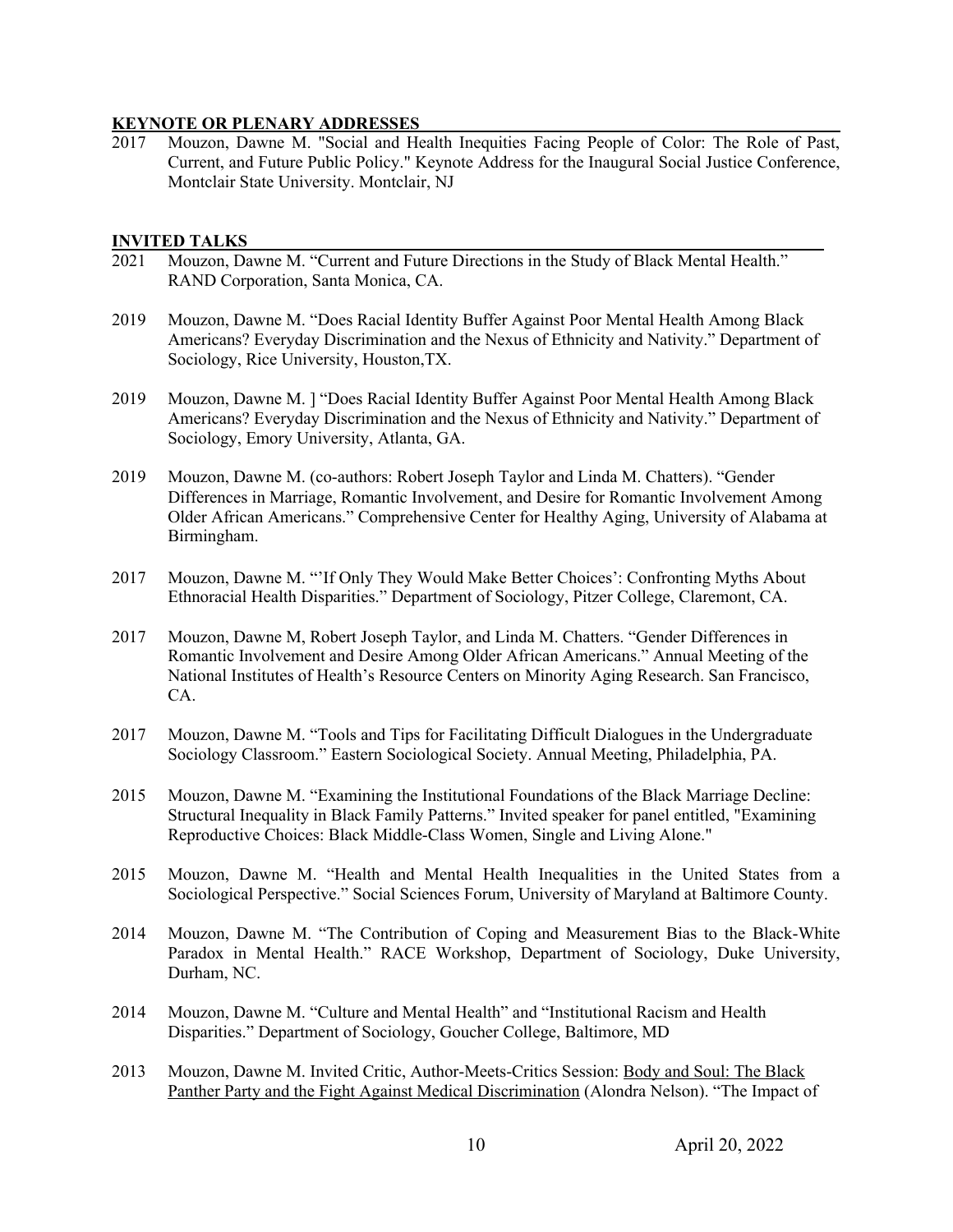## KEYNOTE OR PLENARY ADDRESSES

2017 Mouzon, Dawne M. "Social and Health Inequities Facing People of Color: The Role of Past, Current, and Future Public Policy." Keynote Address for the Inaugural Social Justice Conference, Montclair State University. Montclair, NJ

## INVITED TALKS

2021 Mouzon, Dawne M. "Current and Future Directions in the Study of Black Mental Health." RAND Corporation, Santa Monica, CA.

2019 Mouzon, Dawne M. "Does Racial Identity Buffer Against Poor Mental Health Among Black Americans? Everyday Discrimination and the Nexus of Ethnicity and Nativity." Department of Sociology, Rice University, Houston,TX.

2019 Mouzon, Dawne M. ] "Does Racial Identity Buffer Against Poor Mental Health Among Black Americans? Everyday Discrimination and the Nexus of Ethnicity and Nativity." Department of Sociology, Emory University, Atlanta, GA.

2019 Mouzon, Dawne M. (co-authors: Robert Joseph Taylor and Linda M. Chatters). "Gender Differences in Marriage, Romantic Involvement, and Desire for Romantic Involvement Among Older African Americans." Comprehensive Center for Healthy Aging, University of Alabama at Birmingham.

2017 Mouzon, Dawne M. "'If Only They Would Make Better Choices': Confronting Myths About Ethnoracial Health Disparities." Department of Sociology, Pitzer College, Claremont, CA.

2017 Mouzon, Dawne M, Robert Joseph Taylor, and Linda M. Chatters. "Gender Differences in Romantic Involvement and Desire Among Older African Americans." Annual Meeting of the National Institutes of Health's Resource Centers on Minority Aging Research. San Francisco, CA.

2017 Mouzon, Dawne M. "Tools and Tips for Facilitating Difficult Dialogues in the Undergraduate Sociology Classroom." Eastern Sociological Society. Annual Meeting, Philadelphia, PA.

2015 Mouzon, Dawne M. "Examining the Institutional Foundations of the Black Marriage Decline: Structural Inequality in Black Family Patterns." Invited speaker for panel entitled, "Examining Reproductive Choices: Black Middle-Class Women, Single and Living Alone."

2015 Mouzon, Dawne M. "Health and Mental Health Inequalities in the United States from a Sociological Perspective." Social Sciences Forum, University of Maryland at Baltimore County.

2014 Mouzon, Dawne M. "The Contribution of Coping and Measurement Bias to the Black-White Paradox in Mental Health." RACE Workshop, Department of Sociology, Duke University, Durham, NC.

2014 Mouzon, Dawne M. "Culture and Mental Health" and "Institutional Racism and Health Disparities." Department of Sociology, Goucher College, Baltimore, MD

2013 Mouzon, Dawne M. Invited Critic, Author-Meets-Critics Session: Body and Soul: The Black Panther Party and the Fight Against Medical Discrimination (Alondra Nelson). "The Impact of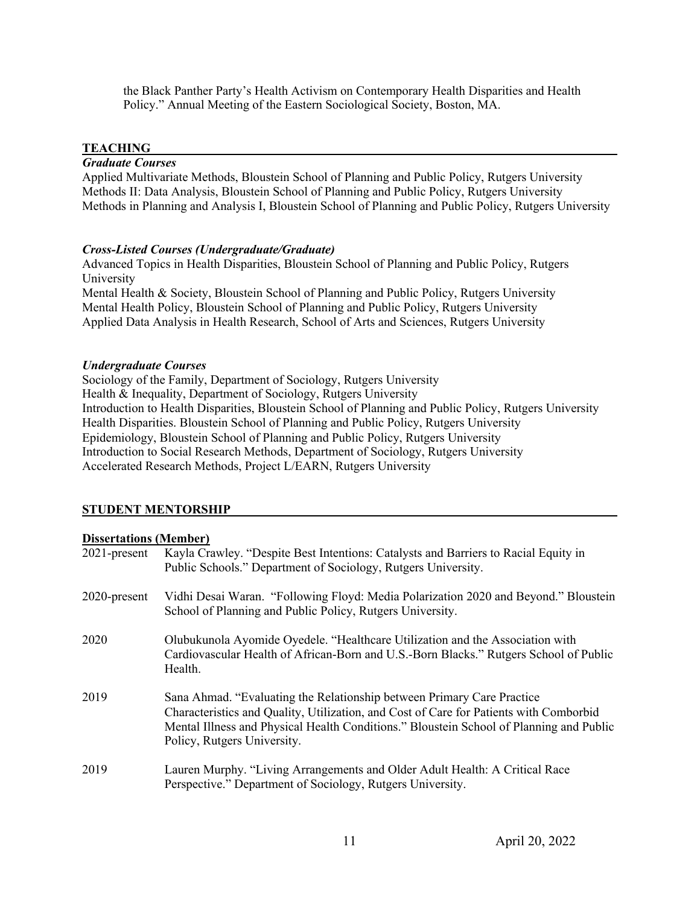the Black Panther Party's Health Activism on Contemporary Health Disparities and Health Policy." Annual Meeting of the Eastern Sociological Society, Boston, MA.

## TEACHING

***Graduate Courses***

Applied Multivariate Methods, Bloustein School of Planning and Public Policy, Rutgers University
Methods II: Data Analysis, Bloustein School of Planning and Public Policy, Rutgers University
Methods in Planning and Analysis I, Bloustein School of Planning and Public Policy, Rutgers University

***Cross-Listed Courses (Undergraduate/Graduate)***

Advanced Topics in Health Disparities, Bloustein School of Planning and Public Policy, Rutgers University
Mental Health & Society, Bloustein School of Planning and Public Policy, Rutgers University
Mental Health Policy, Bloustein School of Planning and Public Policy, Rutgers University
Applied Data Analysis in Health Research, School of Arts and Sciences, Rutgers University

***Undergraduate Courses***

Sociology of the Family, Department of Sociology, Rutgers University
Health & Inequality, Department of Sociology, Rutgers University
Introduction to Health Disparities, Bloustein School of Planning and Public Policy, Rutgers University
Health Disparities. Bloustein School of Planning and Public Policy, Rutgers University
Epidemiology, Bloustein School of Planning and Public Policy, Rutgers University
Introduction to Social Research Methods, Department of Sociology, Rutgers University
Accelerated Research Methods, Project L/EARN, Rutgers University

## STUDENT MENTORSHIP

**Dissertations (Member)**

2021-present Kayla Crawley. "Despite Best Intentions: Catalysts and Barriers to Racial Equity in Public Schools." Department of Sociology, Rutgers University.

2020-present Vidhi Desai Waran. "Following Floyd: Media Polarization 2020 and Beyond." Bloustein School of Planning and Public Policy, Rutgers University.

2020 Olubukunola Ayomide Oyedele. "Healthcare Utilization and the Association with Cardiovascular Health of African-Born and U.S.-Born Blacks." Rutgers School of Public Health.

2019 Sana Ahmad. "Evaluating the Relationship between Primary Care Practice Characteristics and Quality, Utilization, and Cost of Care for Patients with Comborbid Mental Illness and Physical Health Conditions." Bloustein School of Planning and Public Policy, Rutgers University.

2019 Lauren Murphy. "Living Arrangements and Older Adult Health: A Critical Race Perspective." Department of Sociology, Rutgers University.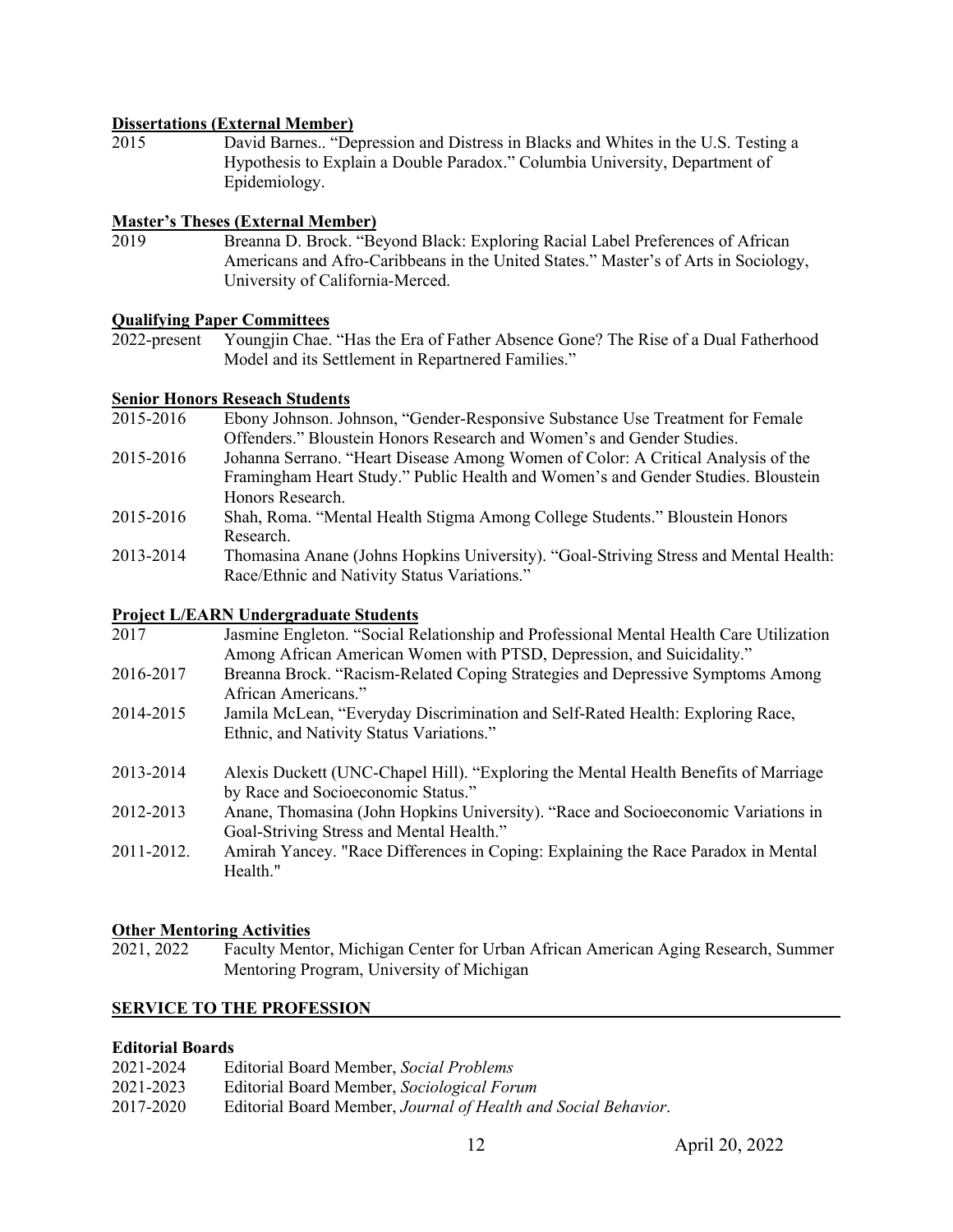**Dissertations (External Member)**

2015 David Barnes.. "Depression and Distress in Blacks and Whites in the U.S. Testing a Hypothesis to Explain a Double Paradox." Columbia University, Department of Epidemiology.

**Master's Theses (External Member)**

2019 Breanna D. Brock. "Beyond Black: Exploring Racial Label Preferences of African Americans and Afro-Caribbeans in the United States." Master's of Arts in Sociology, University of California-Merced.

**Qualifying Paper Committees**

2022-present Youngjin Chae. "Has the Era of Father Absence Gone? The Rise of a Dual Fatherhood Model and its Settlement in Repartnered Families."

**Senior Honors Reseach Students**

2015-2016 Ebony Johnson. Johnson, "Gender-Responsive Substance Use Treatment for Female Offenders." Bloustein Honors Research and Women's and Gender Studies.

2015-2016 Johanna Serrano. "Heart Disease Among Women of Color: A Critical Analysis of the Framingham Heart Study." Public Health and Women's and Gender Studies. Bloustein Honors Research.

2015-2016 Shah, Roma. "Mental Health Stigma Among College Students." Bloustein Honors Research.

2013-2014 Thomasina Anane (Johns Hopkins University). "Goal-Striving Stress and Mental Health: Race/Ethnic and Nativity Status Variations."

**Project L/EARN Undergraduate Students**

2017 Jasmine Engleton. "Social Relationship and Professional Mental Health Care Utilization Among African American Women with PTSD, Depression, and Suicidality."

2016-2017 Breanna Brock. "Racism-Related Coping Strategies and Depressive Symptoms Among African Americans."

2014-2015 Jamila McLean, "Everyday Discrimination and Self-Rated Health: Exploring Race, Ethnic, and Nativity Status Variations."

2013-2014 Alexis Duckett (UNC-Chapel Hill). "Exploring the Mental Health Benefits of Marriage by Race and Socioeconomic Status."

2012-2013 Anane, Thomasina (John Hopkins University). "Race and Socioeconomic Variations in Goal-Striving Stress and Mental Health."

2011-2012. Amirah Yancey. "Race Differences in Coping: Explaining the Race Paradox in Mental Health."

**Other Mentoring Activities**

2021, 2022 Faculty Mentor, Michigan Center for Urban African American Aging Research, Summer Mentoring Program, University of Michigan

## SERVICE TO THE PROFESSION

**Editorial Boards**

2021-2024 Editorial Board Member, *Social Problems*

2021-2023 Editorial Board Member, *Sociological Forum*

2017-2020 Editorial Board Member, *Journal of Health and Social Behavior*.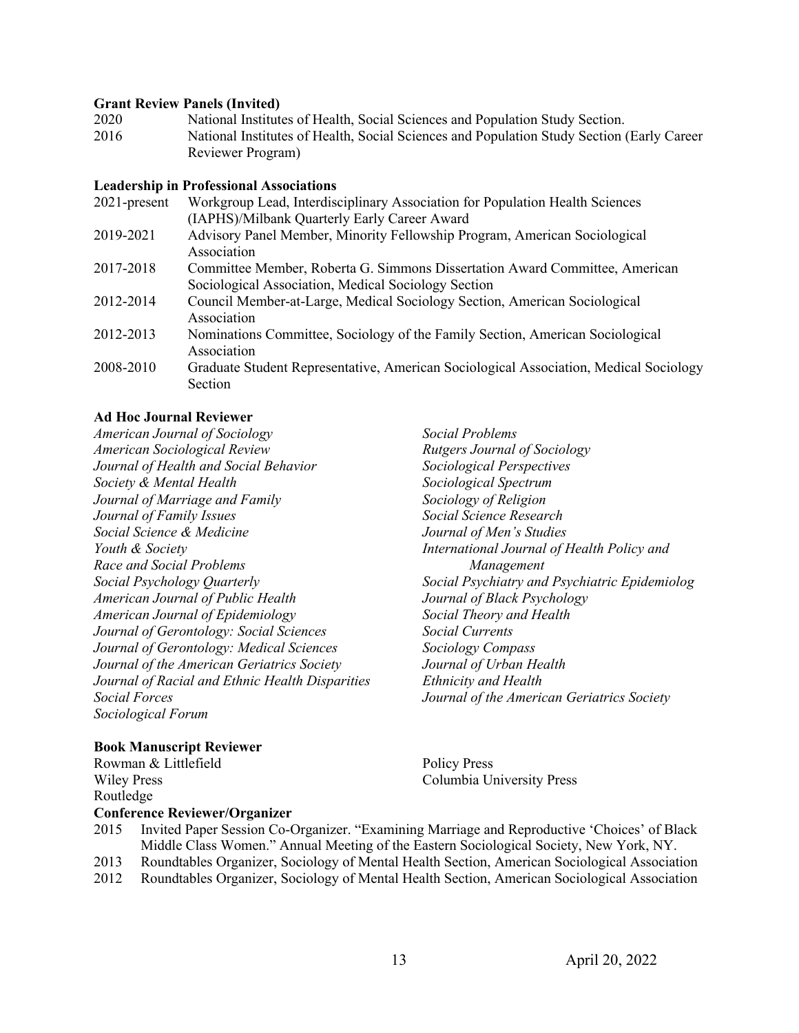**Grant Review Panels (Invited)**

2020 National Institutes of Health, Social Sciences and Population Study Section.

2016 National Institutes of Health, Social Sciences and Population Study Section (Early Career Reviewer Program)

**Leadership in Professional Associations**

2021-present Workgroup Lead, Interdisciplinary Association for Population Health Sciences (IAPHS)/Milbank Quarterly Early Career Award

2019-2021 Advisory Panel Member, Minority Fellowship Program, American Sociological Association

2017-2018 Committee Member, Roberta G. Simmons Dissertation Award Committee, American Sociological Association, Medical Sociology Section

2012-2014 Council Member-at-Large, Medical Sociology Section, American Sociological Association

2012-2013 Nominations Committee, Sociology of the Family Section, American Sociological Association

2008-2010 Graduate Student Representative, American Sociological Association, Medical Sociology Section

**Ad Hoc Journal Reviewer**

*American Journal of Sociology*
*American Sociological Review*
*Journal of Health and Social Behavior*
*Society & Mental Health*
*Journal of Marriage and Family*
*Journal of Family Issues*
*Social Science & Medicine*
*Youth & Society*
*Race and Social Problems*
*Social Psychology Quarterly*
*American Journal of Public Health*
*American Journal of Epidemiology*
*Journal of Gerontology: Social Sciences*
*Journal of Gerontology: Medical Sciences*
*Journal of the American Geriatrics Society*
*Journal of Racial and Ethnic Health Disparities*
*Social Forces*
*Sociological Forum*
*Social Problems*
*Rutgers Journal of Sociology*
*Sociological Perspectives*
*Sociological Spectrum*
*Sociology of Religion*
*Social Science Research*
*Journal of Men's Studies*
*International Journal of Health Policy and Management*
*Social Psychiatry and Psychiatric Epidemiolog*
*Journal of Black Psychology*
*Social Theory and Health*
*Social Currents*
*Sociology Compass*
*Journal of Urban Health*
*Ethnicity and Health*
*Journal of the American Geriatrics Society*

**Book Manuscript Reviewer**

Rowman & Littlefield
Wiley Press
Routledge
Policy Press
Columbia University Press

**Conference Reviewer/Organizer**

2015 Invited Paper Session Co-Organizer. "Examining Marriage and Reproductive 'Choices' of Black Middle Class Women." Annual Meeting of the Eastern Sociological Society, New York, NY.

2013 Roundtables Organizer, Sociology of Mental Health Section, American Sociological Association

2012 Roundtables Organizer, Sociology of Mental Health Section, American Sociological Association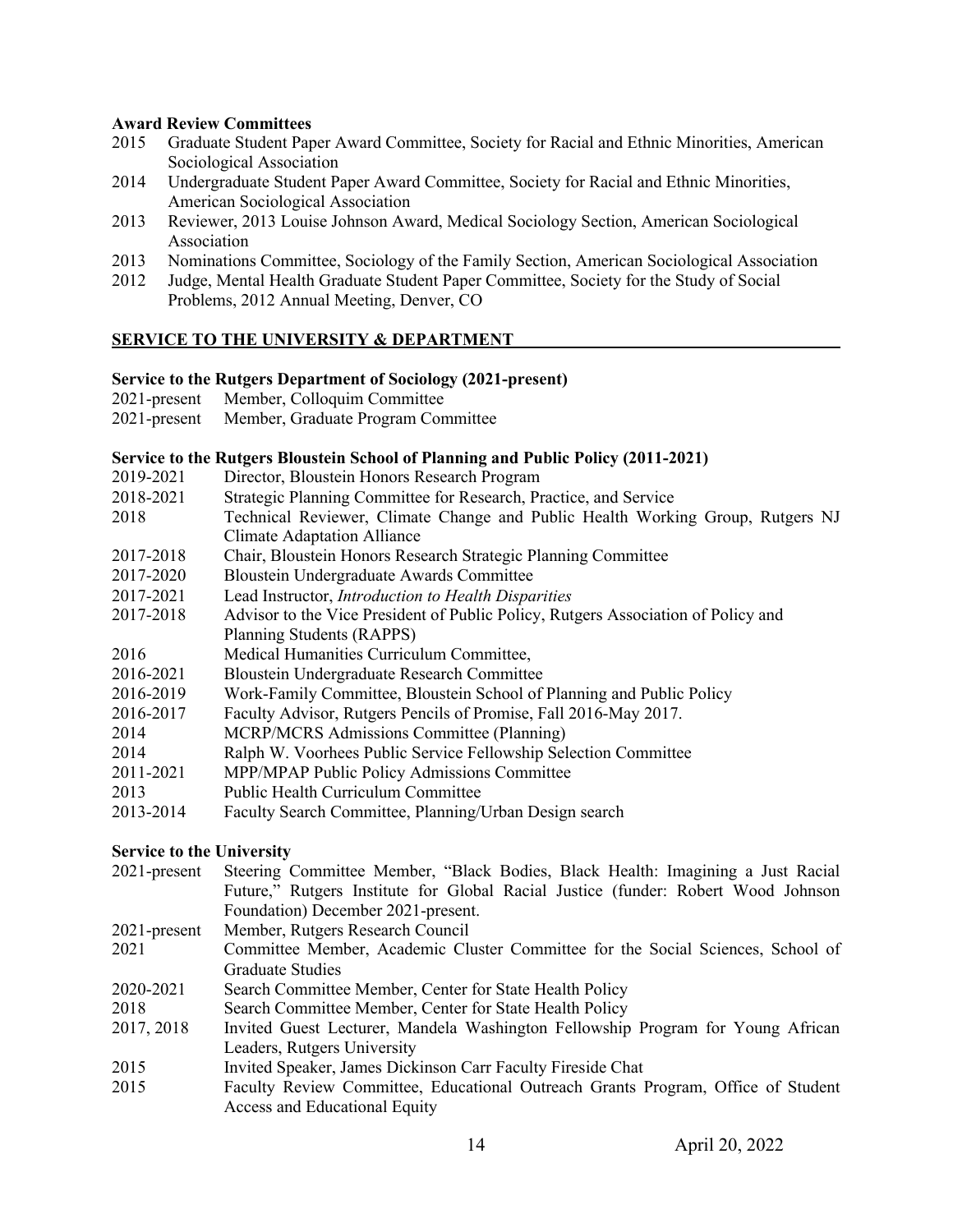**Award Review Committees**

2015 Graduate Student Paper Award Committee, Society for Racial and Ethnic Minorities, American Sociological Association

2014 Undergraduate Student Paper Award Committee, Society for Racial and Ethnic Minorities, American Sociological Association

2013 Reviewer, 2013 Louise Johnson Award, Medical Sociology Section, American Sociological Association

2013 Nominations Committee, Sociology of the Family Section, American Sociological Association

2012 Judge, Mental Health Graduate Student Paper Committee, Society for the Study of Social Problems, 2012 Annual Meeting, Denver, CO

## SERVICE TO THE UNIVERSITY & DEPARTMENT

**Service to the Rutgers Department of Sociology (2021-present)**

2021-present Member, Colloquim Committee

2021-present Member, Graduate Program Committee

**Service to the Rutgers Bloustein School of Planning and Public Policy (2011-2021)**

2019-2021 Director, Bloustein Honors Research Program

2018-2021 Strategic Planning Committee for Research, Practice, and Service

2018 Technical Reviewer, Climate Change and Public Health Working Group, Rutgers NJ Climate Adaptation Alliance

2017-2018 Chair, Bloustein Honors Research Strategic Planning Committee

2017-2020 Bloustein Undergraduate Awards Committee

2017-2021 Lead Instructor, *Introduction to Health Disparities*

2017-2018 Advisor to the Vice President of Public Policy, Rutgers Association of Policy and Planning Students (RAPPS)

2016 Medical Humanities Curriculum Committee,

2016-2021 Bloustein Undergraduate Research Committee

2016-2019 Work-Family Committee, Bloustein School of Planning and Public Policy

2016-2017 Faculty Advisor, Rutgers Pencils of Promise, Fall 2016-May 2017.

2014 MCRP/MCRS Admissions Committee (Planning)

2014 Ralph W. Voorhees Public Service Fellowship Selection Committee

2011-2021 MPP/MPAP Public Policy Admissions Committee

2013 Public Health Curriculum Committee

2013-2014 Faculty Search Committee, Planning/Urban Design search

**Service to the University**

2021-present Steering Committee Member, "Black Bodies, Black Health: Imagining a Just Racial Future," Rutgers Institute for Global Racial Justice (funder: Robert Wood Johnson Foundation) December 2021-present.

2021-present Member, Rutgers Research Council

2021 Committee Member, Academic Cluster Committee for the Social Sciences, School of Graduate Studies

2020-2021 Search Committee Member, Center for State Health Policy

2018 Search Committee Member, Center for State Health Policy

2017, 2018 Invited Guest Lecturer, Mandela Washington Fellowship Program for Young African Leaders, Rutgers University

2015 Invited Speaker, James Dickinson Carr Faculty Fireside Chat

2015 Faculty Review Committee, Educational Outreach Grants Program, Office of Student Access and Educational Equity